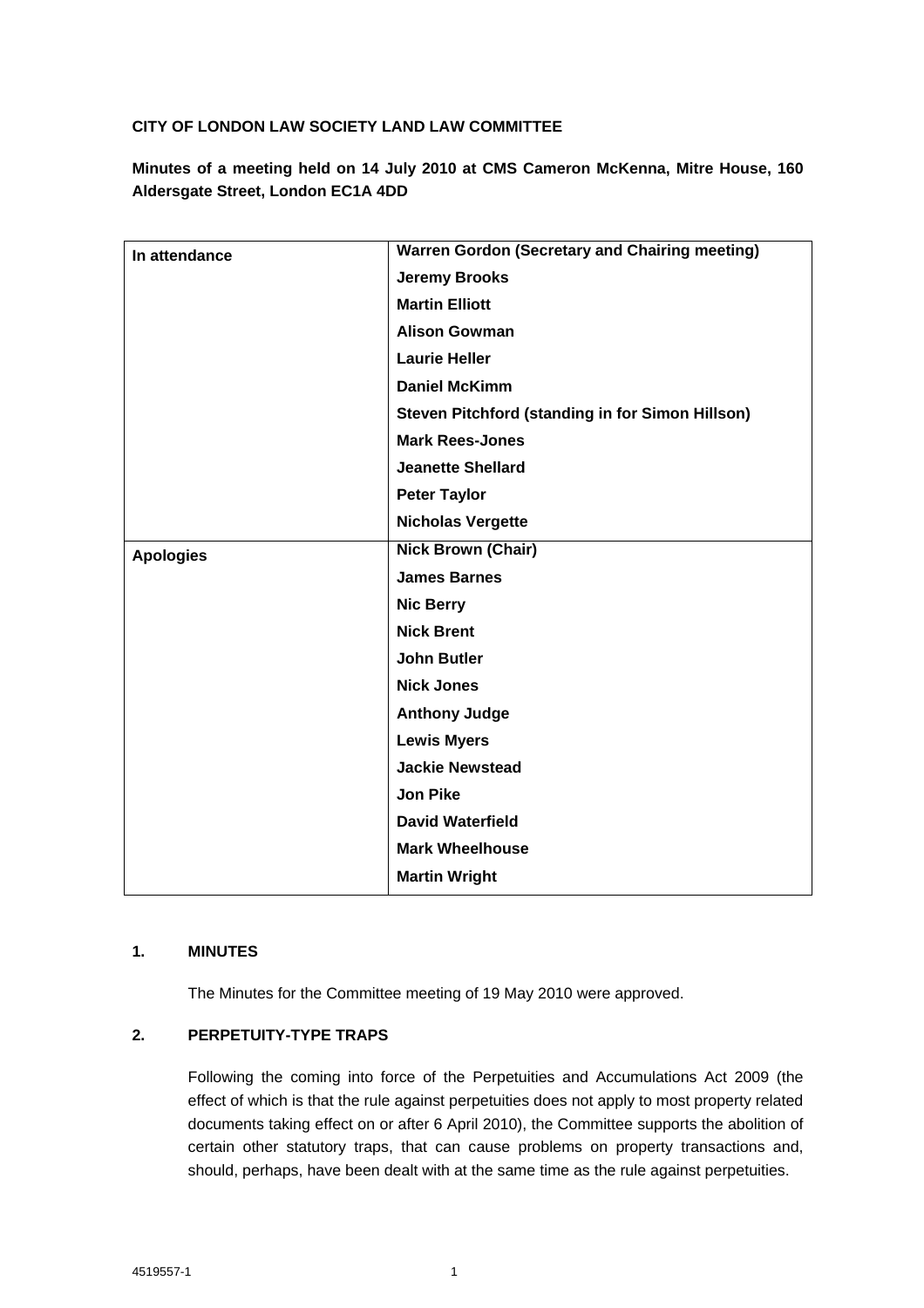**CITY OF LONDON LAW SOCIETY LAND LAW COMMITTEE**

**Minutes of a meeting held on 14 July 2010 at CMS Cameron McKenna, Mitre House, 160 Aldersgate Street, London EC1A 4DD**

| | |
|---|---|
| **In attendance** | **Warren Gordon (Secretary and Chairing meeting)** |
| | **Jeremy Brooks** |
| | **Martin Elliott** |
| | **Alison Gowman** |
| | **Laurie Heller** |
| | **Daniel McKimm** |
| | **Steven Pitchford (standing in for Simon Hillson)** |
| | **Mark Rees-Jones** |
| | **Jeanette Shellard** |
| | **Peter Taylor** |
| | **Nicholas Vergette** |
| **Apologies** | **Nick Brown (Chair)** |
| | **James Barnes** |
| | **Nic Berry** |
| | **Nick Brent** |
| | **John Butler** |
| | **Nick Jones** |
| | **Anthony Judge** |
| | **Lewis Myers** |
| | **Jackie Newstead** |
| | **Jon Pike** |
| | **David Waterfield** |
| | **Mark Wheelhouse** |
| | **Martin Wright** |

## 1. MINUTES

The Minutes for the Committee meeting of 19 May 2010 were approved.

## 2. PERPETUITY-TYPE TRAPS

Following the coming into force of the Perpetuities and Accumulations Act 2009 (the effect of which is that the rule against perpetuities does not apply to most property related documents taking effect on or after 6 April 2010), the Committee supports the abolition of certain other statutory traps, that can cause problems on property transactions and, should, perhaps, have been dealt with at the same time as the rule against perpetuities.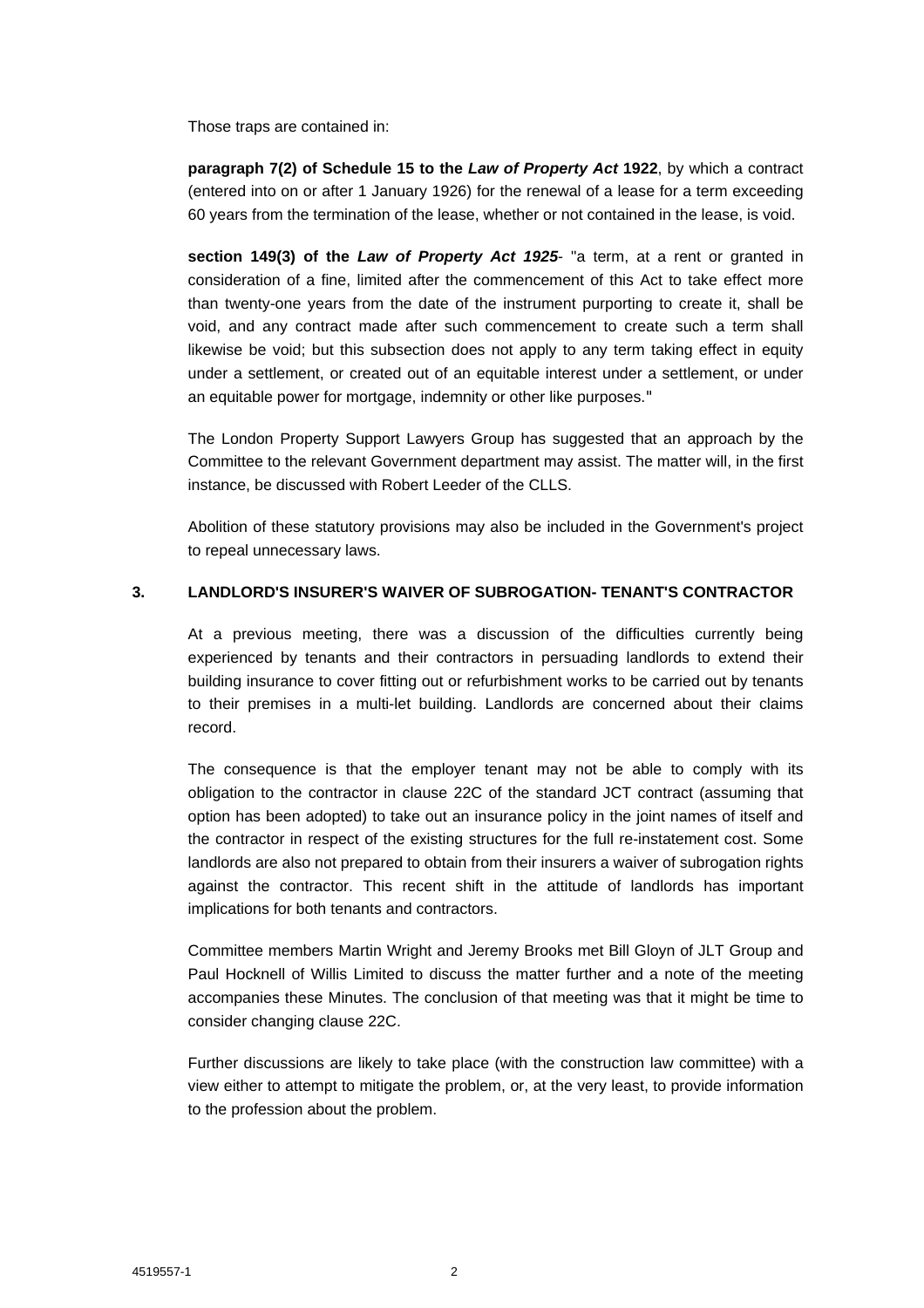Those traps are contained in:

**paragraph 7(2) of Schedule 15 to the *Law of Property Act* 1922**, by which a contract (entered into on or after 1 January 1926) for the renewal of a lease for a term exceeding 60 years from the termination of the lease, whether or not contained in the lease, is void.

**section 149(3) of the *Law of Property Act 1925***- "a term, at a rent or granted in consideration of a fine, limited after the commencement of this Act to take effect more than twenty-one years from the date of the instrument purporting to create it, shall be void, and any contract made after such commencement to create such a term shall likewise be void; but this subsection does not apply to any term taking effect in equity under a settlement, or created out of an equitable interest under a settlement, or under an equitable power for mortgage, indemnity or other like purposes."

The London Property Support Lawyers Group has suggested that an approach by the Committee to the relevant Government department may assist. The matter will, in the first instance, be discussed with Robert Leeder of the CLLS.

Abolition of these statutory provisions may also be included in the Government's project to repeal unnecessary laws.

## 3. LANDLORD'S INSURER'S WAIVER OF SUBROGATION- TENANT'S CONTRACTOR

At a previous meeting, there was a discussion of the difficulties currently being experienced by tenants and their contractors in persuading landlords to extend their building insurance to cover fitting out or refurbishment works to be carried out by tenants to their premises in a multi-let building. Landlords are concerned about their claims record.

The consequence is that the employer tenant may not be able to comply with its obligation to the contractor in clause 22C of the standard JCT contract (assuming that option has been adopted) to take out an insurance policy in the joint names of itself and the contractor in respect of the existing structures for the full re-instatement cost. Some landlords are also not prepared to obtain from their insurers a waiver of subrogation rights against the contractor. This recent shift in the attitude of landlords has important implications for both tenants and contractors.

Committee members Martin Wright and Jeremy Brooks met Bill Gloyn of JLT Group and Paul Hocknell of Willis Limited to discuss the matter further and a note of the meeting accompanies these Minutes. The conclusion of that meeting was that it might be time to consider changing clause 22C.

Further discussions are likely to take place (with the construction law committee) with a view either to attempt to mitigate the problem, or, at the very least, to provide information to the profession about the problem.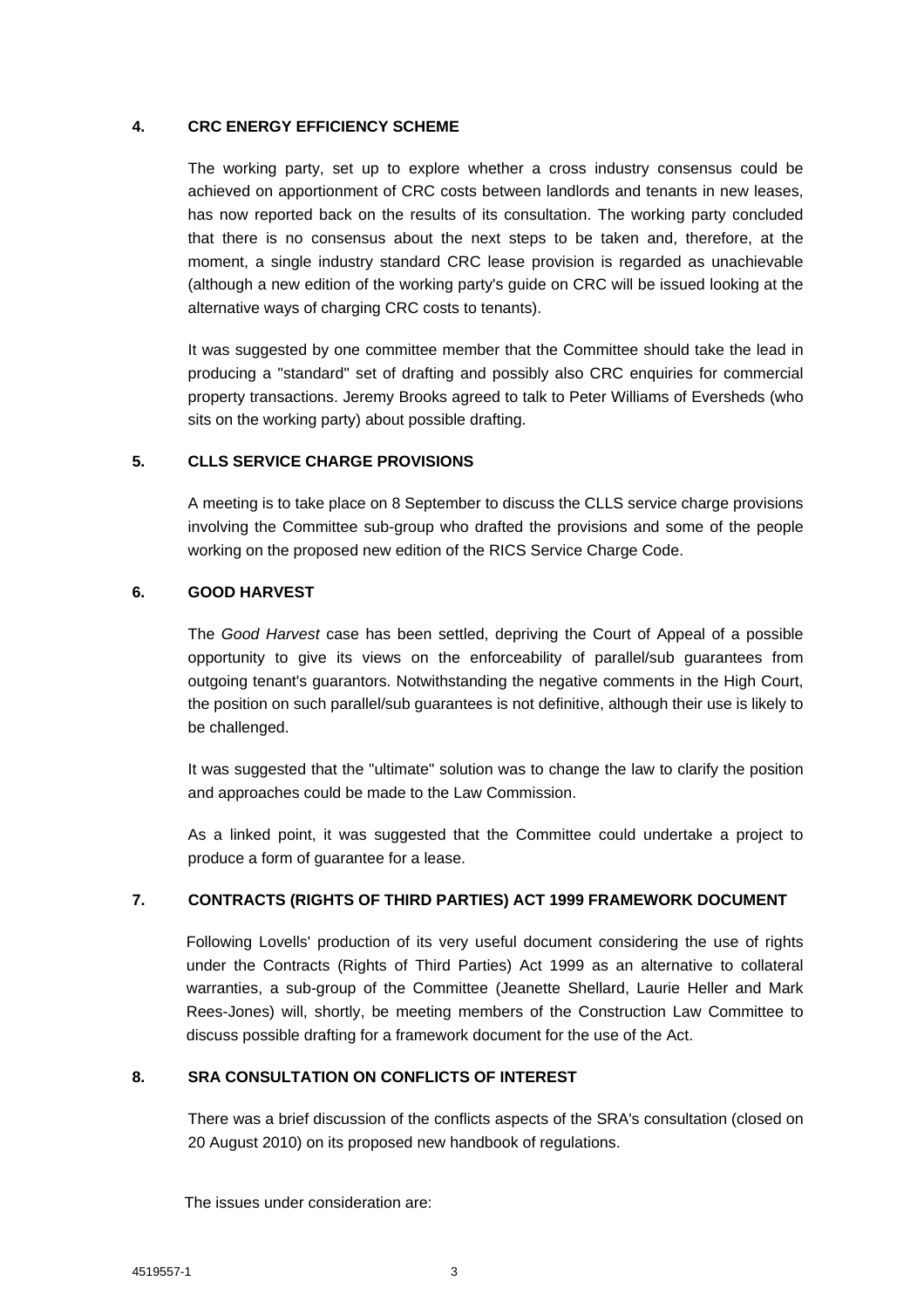## 4. CRC ENERGY EFFICIENCY SCHEME

The working party, set up to explore whether a cross industry consensus could be achieved on apportionment of CRC costs between landlords and tenants in new leases, has now reported back on the results of its consultation. The working party concluded that there is no consensus about the next steps to be taken and, therefore, at the moment, a single industry standard CRC lease provision is regarded as unachievable (although a new edition of the working party's guide on CRC will be issued looking at the alternative ways of charging CRC costs to tenants).

It was suggested by one committee member that the Committee should take the lead in producing a "standard" set of drafting and possibly also CRC enquiries for commercial property transactions. Jeremy Brooks agreed to talk to Peter Williams of Eversheds (who sits on the working party) about possible drafting.

## 5. CLLS SERVICE CHARGE PROVISIONS

A meeting is to take place on 8 September to discuss the CLLS service charge provisions involving the Committee sub-group who drafted the provisions and some of the people working on the proposed new edition of the RICS Service Charge Code.

## 6. GOOD HARVEST

The *Good Harvest* case has been settled, depriving the Court of Appeal of a possible opportunity to give its views on the enforceability of parallel/sub guarantees from outgoing tenant's guarantors. Notwithstanding the negative comments in the High Court, the position on such parallel/sub guarantees is not definitive, although their use is likely to be challenged.

It was suggested that the "ultimate" solution was to change the law to clarify the position and approaches could be made to the Law Commission.

As a linked point, it was suggested that the Committee could undertake a project to produce a form of guarantee for a lease.

## 7. CONTRACTS (RIGHTS OF THIRD PARTIES) ACT 1999 FRAMEWORK DOCUMENT

Following Lovells' production of its very useful document considering the use of rights under the Contracts (Rights of Third Parties) Act 1999 as an alternative to collateral warranties, a sub-group of the Committee (Jeanette Shellard, Laurie Heller and Mark Rees-Jones) will, shortly, be meeting members of the Construction Law Committee to discuss possible drafting for a framework document for the use of the Act.

## 8. SRA CONSULTATION ON CONFLICTS OF INTEREST

There was a brief discussion of the conflicts aspects of the SRA's consultation (closed on 20 August 2010) on its proposed new handbook of regulations.

The issues under consideration are: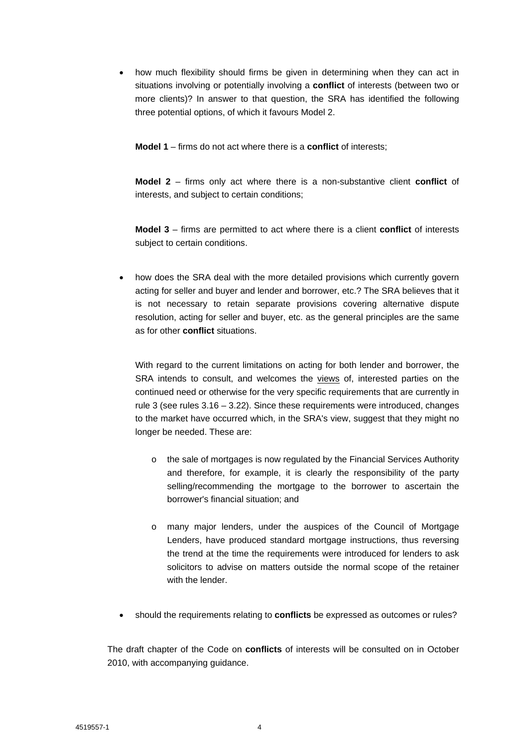- how much flexibility should firms be given in determining when they can act in situations involving or potentially involving a **conflict** of interests (between two or more clients)? In answer to that question, the SRA has identified the following three potential options, of which it favours Model 2.

  **Model 1** – firms do not act where there is a **conflict** of interests;

  **Model 2** – firms only act where there is a non-substantive client **conflict** of interests, and subject to certain conditions;

  **Model 3** – firms are permitted to act where there is a client **conflict** of interests subject to certain conditions.

- how does the SRA deal with the more detailed provisions which currently govern acting for seller and buyer and lender and borrower, etc.? The SRA believes that it is not necessary to retain separate provisions covering alternative dispute resolution, acting for seller and buyer, etc. as the general principles are the same as for other **conflict** situations.

  With regard to the current limitations on acting for both lender and borrower, the SRA intends to consult, and welcomes the views of, interested parties on the continued need or otherwise for the very specific requirements that are currently in rule 3 (see rules 3.16 – 3.22). Since these requirements were introduced, changes to the market have occurred which, in the SRA's view, suggest that they might no longer be needed. These are:

  - the sale of mortgages is now regulated by the Financial Services Authority and therefore, for example, it is clearly the responsibility of the party selling/recommending the mortgage to the borrower to ascertain the borrower's financial situation; and

  - many major lenders, under the auspices of the Council of Mortgage Lenders, have produced standard mortgage instructions, thus reversing the trend at the time the requirements were introduced for lenders to ask solicitors to advise on matters outside the normal scope of the retainer with the lender.

- should the requirements relating to **conflicts** be expressed as outcomes or rules?

The draft chapter of the Code on **conflicts** of interests will be consulted on in October 2010, with accompanying guidance.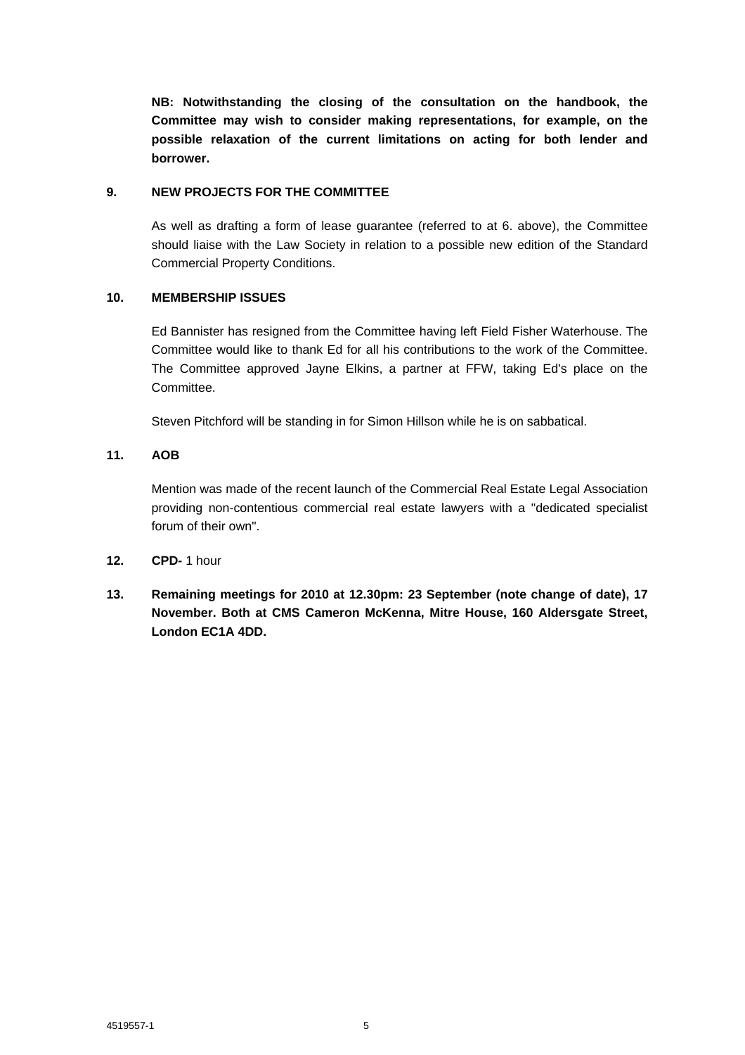**NB: Notwithstanding the closing of the consultation on the handbook, the Committee may wish to consider making representations, for example, on the possible relaxation of the current limitations on acting for both lender and borrower.**

## 9. NEW PROJECTS FOR THE COMMITTEE

As well as drafting a form of lease guarantee (referred to at 6. above), the Committee should liaise with the Law Society in relation to a possible new edition of the Standard Commercial Property Conditions.

## 10. MEMBERSHIP ISSUES

Ed Bannister has resigned from the Committee having left Field Fisher Waterhouse. The Committee would like to thank Ed for all his contributions to the work of the Committee. The Committee approved Jayne Elkins, a partner at FFW, taking Ed's place on the Committee.

Steven Pitchford will be standing in for Simon Hillson while he is on sabbatical.

## 11. AOB

Mention was made of the recent launch of the Commercial Real Estate Legal Association providing non-contentious commercial real estate lawyers with a "dedicated specialist forum of their own".

## 12. CPD- 1 hour

## 13. Remaining meetings for 2010 at 12.30pm: 23 September (note change of date), 17 November. Both at CMS Cameron McKenna, Mitre House, 160 Aldersgate Street, London EC1A 4DD.